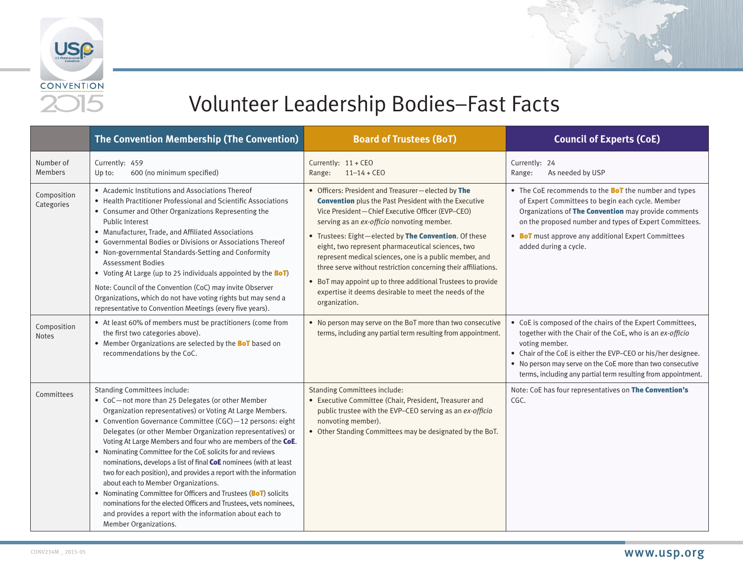# Volunteer Leadership Bodies–Fast Facts

| | The Convention Membership (The Convention) | Board of Trustees (BoT) | Council of Experts (CoE) |
|---|---|---|---|
| Number of Members | Currently: 459<br>Up to: 600 (no minimum specified) | Currently: 11 + CEO<br>Range: 11–14 + CEO | Currently: 24<br>Range: As needed by USP |
| Composition Categories | • Academic Institutions and Associations Thereof<br>• Health Practitioner Professional and Scientific Associations<br>• Consumer and Other Organizations Representing the Public Interest<br>• Manufacturer, Trade, and Affiliated Associations<br>• Governmental Bodies or Divisions or Associations Thereof<br>• Non-governmental Standards-Setting and Conformity Assessment Bodies<br>• Voting At Large (up to 25 individuals appointed by the **BoT**)<br><br>Note: Council of the Convention (CoC) may invite Observer Organizations, which do not have voting rights but may send a representative to Convention Meetings (every five years). | • Officers: President and Treasurer—elected by **The Convention** plus the Past President with the Executive Vice President—Chief Executive Officer (EVP–CEO) serving as an *ex-officio* nonvoting member.<br>• Trustees: Eight—elected by **The Convention**. Of these eight, two represent pharmaceutical sciences, two represent medical sciences, one is a public member, and three serve without restriction concerning their affiliations.<br>• BoT may appoint up to three additional Trustees to provide expertise it deems desirable to meet the needs of the organization. | • The CoE recommends to the **BoT** the number and types of Expert Committees to begin each cycle. Member Organizations of **The Convention** may provide comments on the proposed number and types of Expert Committees.<br>• **BoT** must approve any additional Expert Committees added during a cycle. |
| Composition Notes | • At least 60% of members must be practitioners (come from the first two categories above).<br>• Member Organizations are selected by the **BoT** based on recommendations by the CoC. | • No person may serve on the BoT more than two consecutive terms, including any partial term resulting from appointment. | • CoE is composed of the chairs of the Expert Committees, together with the Chair of the CoE, who is an *ex-officio* voting member.<br>• Chair of the CoE is either the EVP–CEO or his/her designee.<br>• No person may serve on the CoE more than two consecutive terms, including any partial term resulting from appointment. |
| Committees | Standing Committees include:<br>• CoC—not more than 25 Delegates (or other Member Organization representatives) or Voting At Large Members.<br>• Convention Governance Committee (CGC)—12 persons: eight Delegates (or other Member Organization representatives) or Voting At Large Members and four who are members of the **CoE**.<br>• Nominating Committee for the CoE solicits for and reviews nominations, develops a list of final **CoE** nominees (with at least two for each position), and provides a report with the information about each to Member Organizations.<br>• Nominating Committee for Officers and Trustees (**BoT**) solicits nominations for the elected Officers and Trustees, vets nominees, and provides a report with the information about each to Member Organizations. | Standing Committees include:<br>• Executive Committee (Chair, President, Treasurer and public trustee with the EVP–CEO serving as an *ex-officio* nonvoting member).<br>• Other Standing Committees may be designated by the BoT. | Note: CoE has four representatives on **The Convention's** CGC. |

CONV234M _ 2015-05

www.usp.org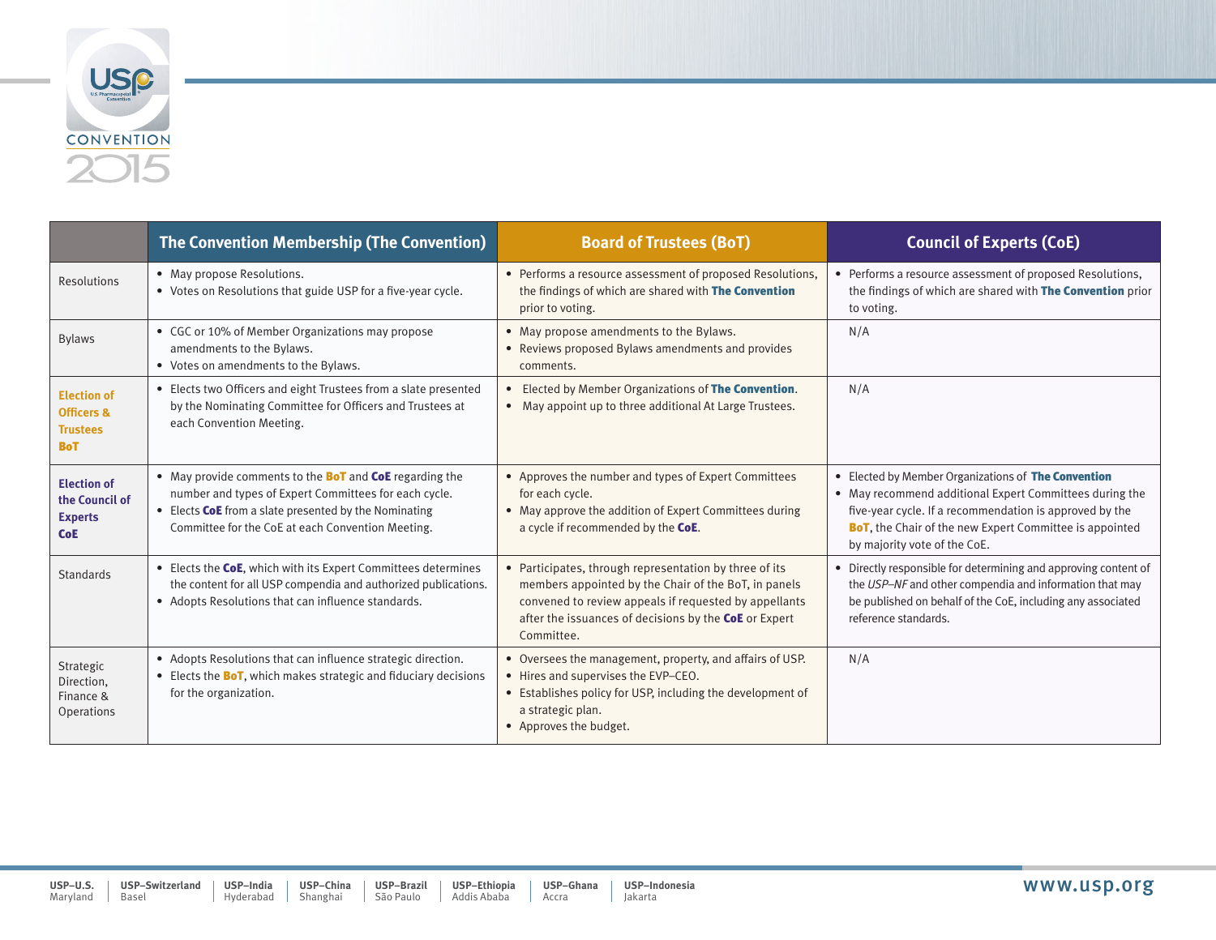| | The Convention Membership (The Convention) | Board of Trustees (BoT) | Council of Experts (CoE) |
|---|---|---|---|
| Resolutions | • May propose Resolutions.<br>• Votes on Resolutions that guide USP for a five-year cycle. | • Performs a resource assessment of proposed Resolutions, the findings of which are shared with **The Convention** prior to voting. | • Performs a resource assessment of proposed Resolutions, the findings of which are shared with **The Convention** prior to voting. |
| Bylaws | • CGC or 10% of Member Organizations may propose amendments to the Bylaws.<br>• Votes on amendments to the Bylaws. | • May propose amendments to the Bylaws.<br>• Reviews proposed Bylaws amendments and provides comments. | N/A |
| **Election of Officers & Trustees BoT** | • Elects two Officers and eight Trustees from a slate presented by the Nominating Committee for Officers and Trustees at each Convention Meeting. | • Elected by Member Organizations of **The Convention**.<br>• May appoint up to three additional At Large Trustees. | N/A |
| **Election of the Council of Experts CoE** | • May provide comments to the **BoT** and **CoE** regarding the number and types of Expert Committees for each cycle.<br>• Elects **CoE** from a slate presented by the Nominating Committee for the CoE at each Convention Meeting. | • Approves the number and types of Expert Committees for each cycle.<br>• May approve the addition of Expert Committees during a cycle if recommended by the **CoE**. | • Elected by Member Organizations of **The Convention**<br>• May recommend additional Expert Committees during the five-year cycle. If a recommendation is approved by the **BoT**, the Chair of the new Expert Committee is appointed by majority vote of the CoE. |
| Standards | • Elects the **CoE**, which with its Expert Committees determines the content for all USP compendia and authorized publications.<br>• Adopts Resolutions that can influence standards. | • Participates, through representation by three of its members appointed by the Chair of the BoT, in panels convened to review appeals if requested by appellants after the issuances of decisions by the **CoE** or Expert Committee. | • Directly responsible for determining and approving content of the *USP–NF* and other compendia and information that may be published on behalf of the CoE, including any associated reference standards. |
| Strategic Direction, Finance & Operations | • Adopts Resolutions that can influence strategic direction.<br>• Elects the **BoT**, which makes strategic and fiduciary decisions for the organization. | • Oversees the management, property, and affairs of USP.<br>• Hires and supervises the EVP–CEO.<br>• Establishes policy for USP, including the development of a strategic plan.<br>• Approves the budget. | N/A |